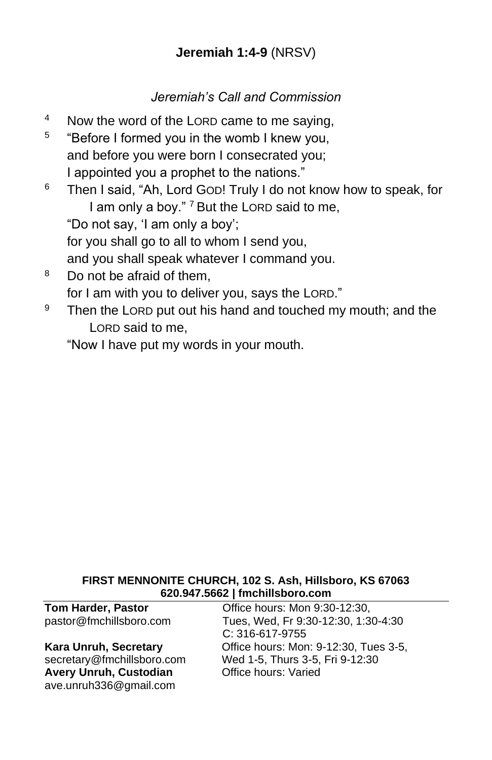## **Jeremiah 1:4-9** (NRSV)

*Jeremiah's Call and Commission*

[4] Now the word of the LORD came to me saying,
[5] "Before I formed you in the womb I knew you,
and before you were born I consecrated you;
I appointed you a prophet to the nations."
[6] Then I said, "Ah, Lord GOD! Truly I do not know how to speak, for I am only a boy." [7] But the LORD said to me,
"Do not say, 'I am only a boy';
for you shall go to all to whom I send you,
and you shall speak whatever I command you.
[8] Do not be afraid of them,
for I am with you to deliver you, says the LORD."
[9] Then the LORD put out his hand and touched my mouth; and the LORD said to me,
"Now I have put my words in your mouth.

**FIRST MENNONITE CHURCH, 102 S. Ash, Hillsboro, KS 67063**
**620.947.5662 | fmchillsboro.com**

| | |
|---|---|
| **Tom Harder, Pastor**<br>pastor@fmchillsboro.com | Office hours: Mon 9:30-12:30,<br>Tues, Wed, Fr 9:30-12:30, 1:30-4:30<br>C: 316-617-9755 |
| **Kara Unruh, Secretary**<br>secretary@fmchillsboro.com | Office hours: Mon: 9-12:30, Tues 3-5,<br>Wed 1-5, Thurs 3-5, Fri 9-12:30 |
| **Avery Unruh, Custodian**<br>ave.unruh336@gmail.com | Office hours: Varied |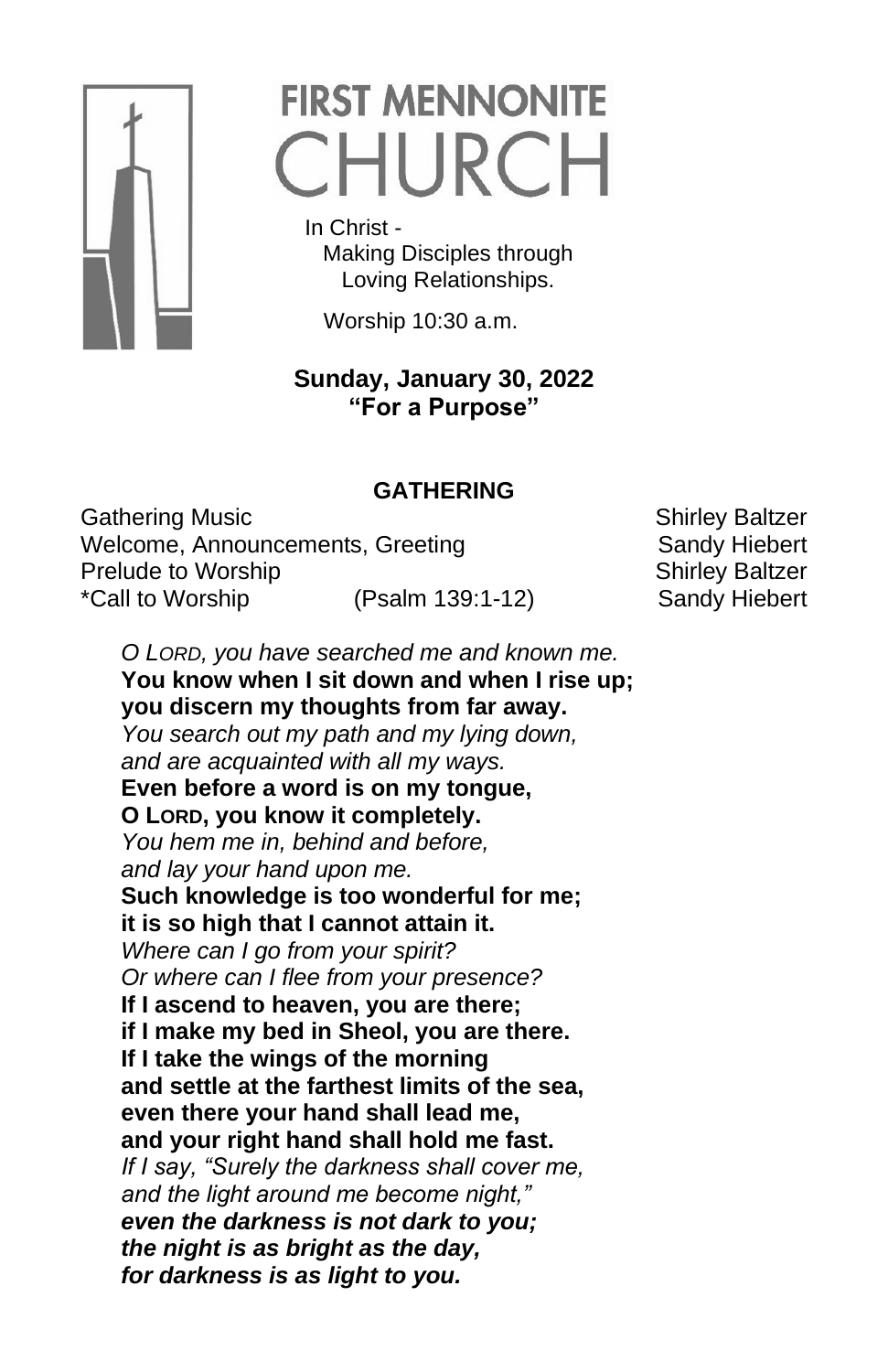# FIRST MENNONITE CHURCH

In Christ -
Making Disciples through
Loving Relationships.

Worship 10:30 a.m.

**Sunday, January 30, 2022**
**"For a Purpose"**

## GATHERING

Gathering Music — Shirley Baltzer
Welcome, Announcements, Greeting — Sandy Hiebert
Prelude to Worship — Shirley Baltzer
*Call to Worship (Psalm 139:1-12) — Sandy Hiebert

*O LORD, you have searched me and known me.*
**You know when I sit down and when I rise up;**
**you discern my thoughts from far away.**
*You search out my path and my lying down,*
*and are acquainted with all my ways.*
**Even before a word is on my tongue,**
**O LORD, you know it completely.**
*You hem me in, behind and before,*
*and lay your hand upon me.*
**Such knowledge is too wonderful for me;**
**it is so high that I cannot attain it.**
*Where can I go from your spirit?*
*Or where can I flee from your presence?*
**If I ascend to heaven, you are there;**
**if I make my bed in Sheol, you are there.**
**If I take the wings of the morning**
**and settle at the farthest limits of the sea,**
**even there your hand shall lead me,**
**and your right hand shall hold me fast.**
*If I say, "Surely the darkness shall cover me,*
*and the light around me become night,"*
***even the darkness is not dark to you;***
***the night is as bright as the day,***
***for darkness is as light to you.***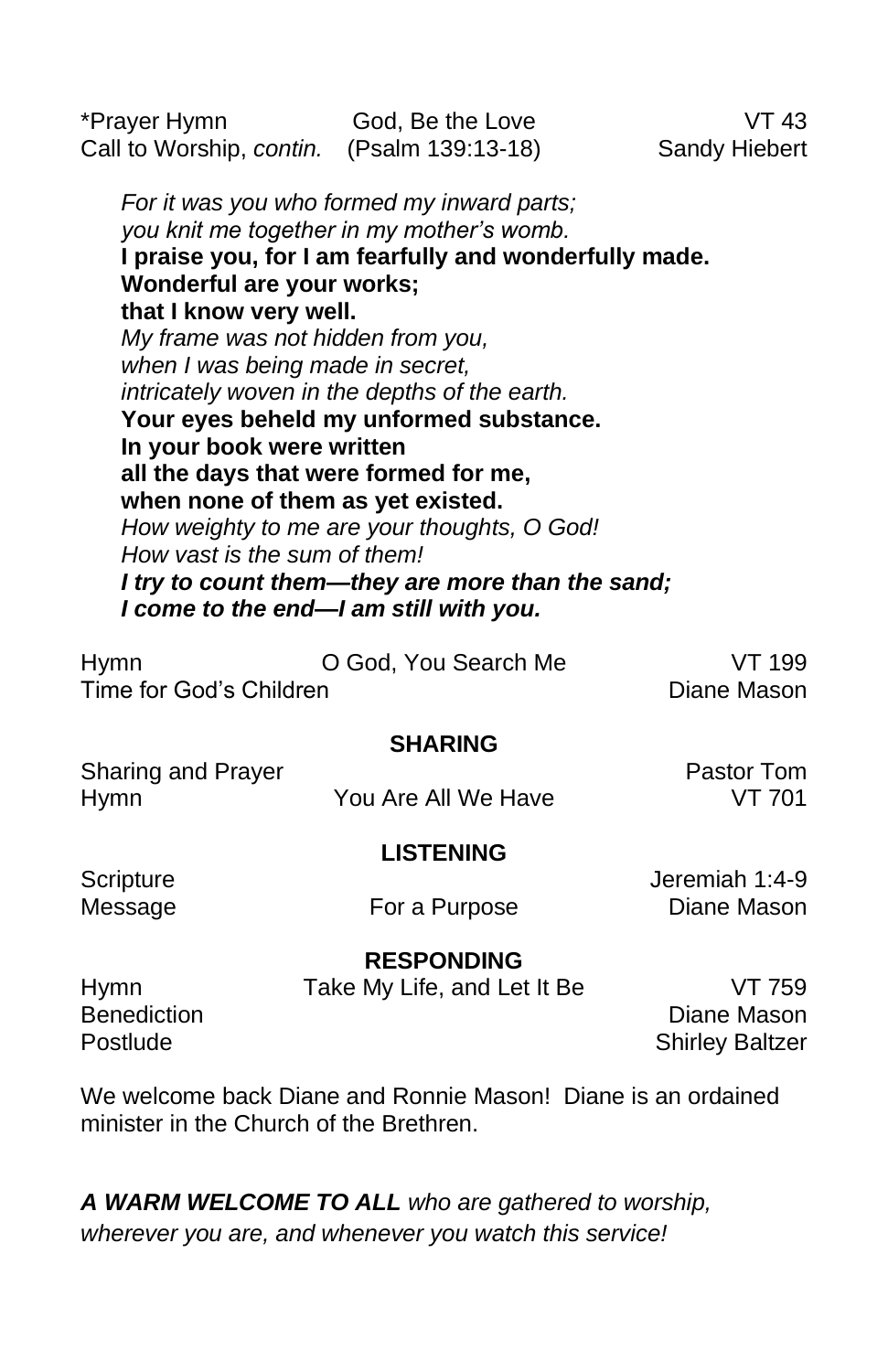| | | |
|---|---|---|
| *Prayer Hymn | God, Be the Love | VT 43 |
| Call to Worship, *contin.* | (Psalm 139:13-18) | Sandy Hiebert |

*For it was you who formed my inward parts;*
*you knit me together in my mother's womb.*
**I praise you, for I am fearfully and wonderfully made.**
**Wonderful are your works;**
**that I know very well.**
*My frame was not hidden from you,*
*when I was being made in secret,*
*intricately woven in the depths of the earth.*
**Your eyes beheld my unformed substance.**
**In your book were written**
**all the days that were formed for me,**
**when none of them as yet existed.**
*How weighty to me are your thoughts, O God!*
*How vast is the sum of them!*
***I try to count them—they are more than the sand;***
***I come to the end—I am still with you.***

| | | |
|---|---|---|
| Hymn | O God, You Search Me | VT 199 |
| Time for God's Children | | Diane Mason |

**SHARING**

| | | |
|---|---|---|
| Sharing and Prayer | | Pastor Tom |
| Hymn | You Are All We Have | VT 701 |

**LISTENING**

| | | |
|---|---|---|
| Scripture | | Jeremiah 1:4-9 |
| Message | For a Purpose | Diane Mason |

**RESPONDING**

| | | |
|---|---|---|
| Hymn | Take My Life, and Let It Be | VT 759 |
| Benediction | | Diane Mason |
| Postlude | | Shirley Baltzer |

We welcome back Diane and Ronnie Mason! Diane is an ordained minister in the Church of the Brethren.

***A WARM WELCOME TO ALL** who are gathered to worship, wherever you are, and whenever you watch this service!*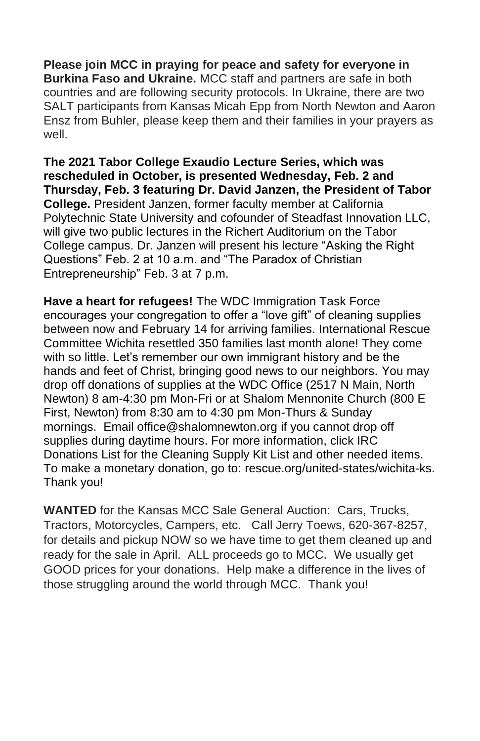**Please join MCC in praying for peace and safety for everyone in Burkina Faso and Ukraine.** MCC staff and partners are safe in both countries and are following security protocols. In Ukraine, there are two SALT participants from Kansas Micah Epp from North Newton and Aaron Ensz from Buhler, please keep them and their families in your prayers as well.

**The 2021 Tabor College Exaudio Lecture Series, which was rescheduled in October, is presented Wednesday, Feb. 2 and Thursday, Feb. 3 featuring Dr. David Janzen, the President of Tabor College.** President Janzen, former faculty member at California Polytechnic State University and cofounder of Steadfast Innovation LLC, will give two public lectures in the Richert Auditorium on the Tabor College campus. Dr. Janzen will present his lecture "Asking the Right Questions" Feb. 2 at 10 a.m. and "The Paradox of Christian Entrepreneurship" Feb. 3 at 7 p.m.

**Have a heart for refugees!** The WDC Immigration Task Force encourages your congregation to offer a "love gift" of cleaning supplies between now and February 14 for arriving families. International Rescue Committee Wichita resettled 350 families last month alone! They come with so little. Let's remember our own immigrant history and be the hands and feet of Christ, bringing good news to our neighbors. You may drop off donations of supplies at the WDC Office (2517 N Main, North Newton) 8 am-4:30 pm Mon-Fri or at Shalom Mennonite Church (800 E First, Newton) from 8:30 am to 4:30 pm Mon-Thurs & Sunday mornings. Email office@shalomnewton.org if you cannot drop off supplies during daytime hours. For more information, click IRC Donations List for the Cleaning Supply Kit List and other needed items. To make a monetary donation, go to: rescue.org/united-states/wichita-ks. Thank you!

**WANTED** for the Kansas MCC Sale General Auction: Cars, Trucks, Tractors, Motorcycles, Campers, etc. Call Jerry Toews, 620-367-8257, for details and pickup NOW so we have time to get them cleaned up and ready for the sale in April. ALL proceeds go to MCC. We usually get GOOD prices for your donations. Help make a difference in the lives of those struggling around the world through MCC. Thank you!